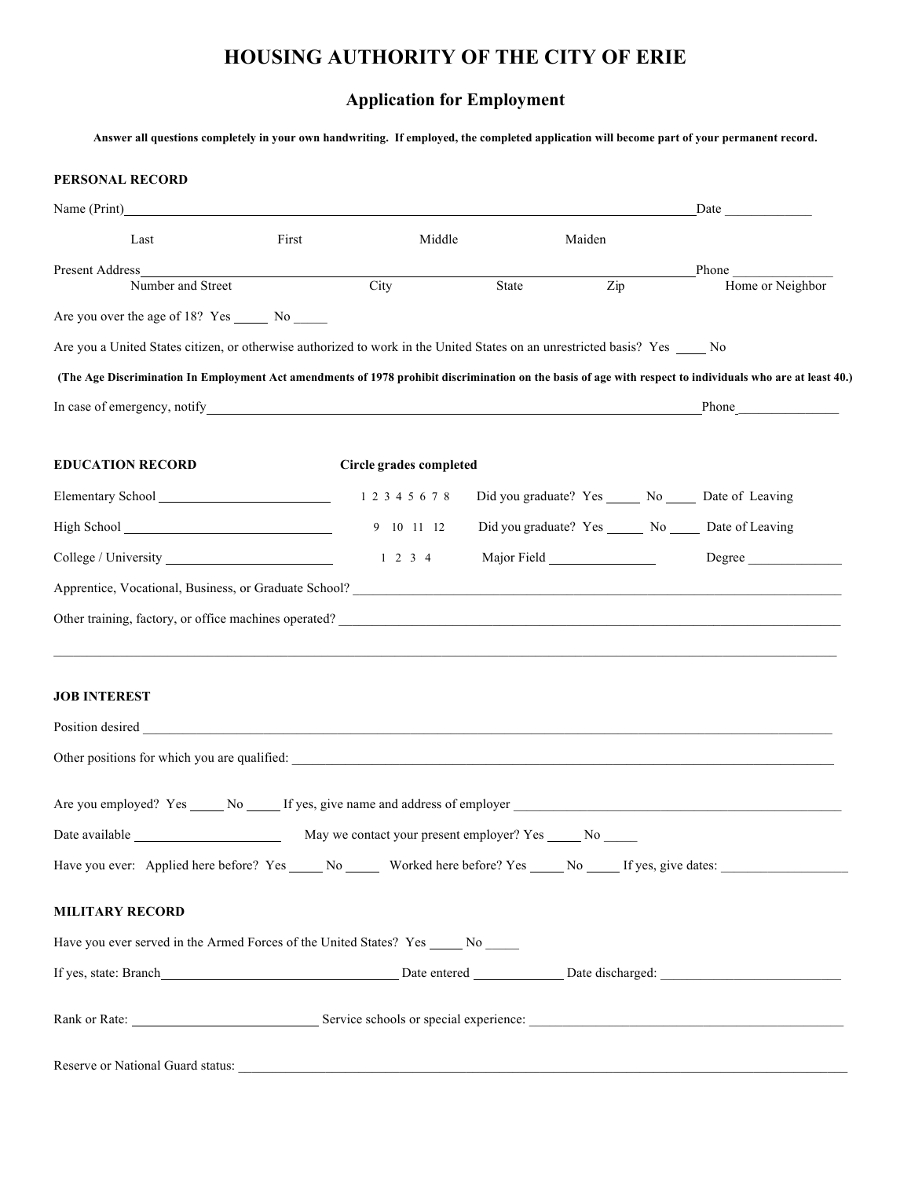# HOUSING AUTHORITY OF THE CITY OF ERIE

## Application for Employment

**Answer all questions completely in your own handwriting. If employed, the completed application will become part of your permanent record.**

### PERSONAL RECORD

Name (Print)\_\_\_\_\_\_\_\_\_\_\_\_\_\_\_\_\_\_\_\_\_\_\_\_\_\_\_\_\_\_\_\_\_\_\_\_\_\_\_\_\_\_\_\_\_\_\_\_\_\_\_\_\_\_\_\_\_\_\_\_ Date \_\_\_\_\_\_\_\_\_\_\_\_\_

Last First Middle Maiden

Present Address\_\_\_\_\_\_\_\_\_\_\_\_\_\_\_\_\_\_\_\_\_\_\_\_\_\_\_\_\_\_\_\_\_\_\_\_\_\_\_\_\_\_\_\_\_\_\_\_\_\_\_\_\_\_\_\_\_\_ Phone \_\_\_\_\_\_\_\_\_\_\_\_\_\_\_

Number and Street City State Zip Home or Neighbor

Are you over the age of 18? Yes \_\_\_\_\_ No \_\_\_\_\_

Are you a United States citizen, or otherwise authorized to work in the United States on an unrestricted basis? Yes \_\_\_\_\_ No

**(The Age Discrimination In Employment Act amendments of 1978 prohibit discrimination on the basis of age with respect to individuals who are at least 40.)**

In case of emergency, notify\_\_\_\_\_\_\_\_\_\_\_\_\_\_\_\_\_\_\_\_\_\_\_\_\_\_\_\_\_\_\_\_\_\_\_\_\_\_\_\_\_\_\_\_\_\_\_\_\_\_\_\_\_\_\_\_\_ Phone\_\_\_\_\_\_\_\_\_\_\_\_\_\_\_

### EDUCATION RECORD

**Circle grades completed**

Elementary School \_\_\_\_\_\_\_\_\_\_\_\_\_\_\_\_\_\_\_\_\_\_\_\_\_\_ 1 2 3 4 5 6 7 8 Did you graduate? Yes \_\_\_\_\_ No \_\_\_\_ Date of Leaving

High School \_\_\_\_\_\_\_\_\_\_\_\_\_\_\_\_\_\_\_\_\_\_\_\_\_\_\_\_\_\_ 9 10 11 12 Did you graduate? Yes \_\_\_\_\_ No \_\_\_\_ Date of Leaving

College / University \_\_\_\_\_\_\_\_\_\_\_\_\_\_\_\_\_\_\_\_\_\_\_\_\_ 1 2 3 4 Major Field \_\_\_\_\_\_\_\_\_\_\_\_\_\_\_\_ Degree \_\_\_\_\_\_\_\_\_\_\_\_\_\_

Apprentice, Vocational, Business, or Graduate School? \_\_\_\_\_\_\_\_\_\_\_\_\_\_\_\_\_\_\_\_\_\_\_\_\_\_\_\_\_\_\_\_\_\_\_\_\_\_\_\_\_\_\_\_\_\_\_\_\_\_\_\_\_\_\_\_\_\_\_

Other training, factory, or office machines operated? \_\_\_\_\_\_\_\_\_\_\_\_\_\_\_\_\_\_\_\_\_\_\_\_\_\_\_\_\_\_\_\_\_\_\_\_\_\_\_\_\_\_\_\_\_\_\_\_\_\_\_\_\_\_\_\_\_\_\_

\_\_\_\_\_\_\_\_\_\_\_\_\_\_\_\_\_\_\_\_\_\_\_\_\_\_\_\_\_\_\_\_\_\_\_\_\_\_\_\_\_\_\_\_\_\_\_\_\_\_\_\_\_\_\_\_\_\_\_\_\_\_\_\_\_\_\_\_\_\_\_\_\_\_\_\_\_\_\_\_\_\_\_\_\_\_\_\_\_\_\_\_\_\_\_

### JOB INTEREST

Position desired \_\_\_\_\_\_\_\_\_\_\_\_\_\_\_\_\_\_\_\_\_\_\_\_\_\_\_\_\_\_\_\_\_\_\_\_\_\_\_\_\_\_\_\_\_\_\_\_\_\_\_\_\_\_\_\_\_\_\_\_\_\_\_\_\_\_\_\_\_\_\_\_\_\_\_\_\_\_\_\_\_\_

Other positions for which you are qualified: \_\_\_\_\_\_\_\_\_\_\_\_\_\_\_\_\_\_\_\_\_\_\_\_\_\_\_\_\_\_\_\_\_\_\_\_\_\_\_\_\_\_\_\_\_\_\_\_\_\_\_\_\_\_\_\_\_\_\_\_\_\_\_\_

Are you employed? Yes \_\_\_\_\_ No \_\_\_\_\_ If yes, give name and address of employer \_\_\_\_\_\_\_\_\_\_\_\_\_\_\_\_\_\_\_\_\_\_\_\_\_\_\_\_\_\_\_\_\_\_\_\_\_\_\_\_\_\_\_\_

Date available \_\_\_\_\_\_\_\_\_\_\_\_\_\_\_\_\_\_\_\_\_\_ May we contact your present employer? Yes \_\_\_\_\_ No \_\_\_\_\_

Have you ever: Applied here before? Yes \_\_\_\_\_ No \_\_\_\_\_ Worked here before? Yes \_\_\_\_\_ No \_\_\_\_\_ If yes, give dates: \_\_\_\_\_\_\_\_\_\_\_\_\_\_\_\_\_\_\_

### MILITARY RECORD

Have you ever served in the Armed Forces of the United States? Yes \_\_\_\_\_ No \_\_\_\_\_

If yes, state: Branch\_\_\_\_\_\_\_\_\_\_\_\_\_\_\_\_\_\_\_\_\_\_\_\_\_\_\_\_\_\_\_\_\_\_\_\_ Date entered \_\_\_\_\_\_\_\_\_\_\_\_\_ Date discharged: \_\_\_\_\_\_\_\_\_\_\_\_\_\_\_\_\_\_\_\_\_\_\_\_\_\_\_

Rank or Rate: \_\_\_\_\_\_\_\_\_\_\_\_\_\_\_\_\_\_\_\_\_\_\_\_\_\_\_\_\_\_ Service schools or special experience: \_\_\_\_\_\_\_\_\_\_\_\_\_\_\_\_\_\_\_\_\_\_\_\_\_\_\_\_\_\_\_\_\_\_\_\_\_\_\_\_\_\_\_\_\_\_\_\_

Reserve or National Guard status: \_\_\_\_\_\_\_\_\_\_\_\_\_\_\_\_\_\_\_\_\_\_\_\_\_\_\_\_\_\_\_\_\_\_\_\_\_\_\_\_\_\_\_\_\_\_\_\_\_\_\_\_\_\_\_\_\_\_\_\_\_\_\_\_\_\_\_\_\_\_\_\_\_\_\_\_\_\_\_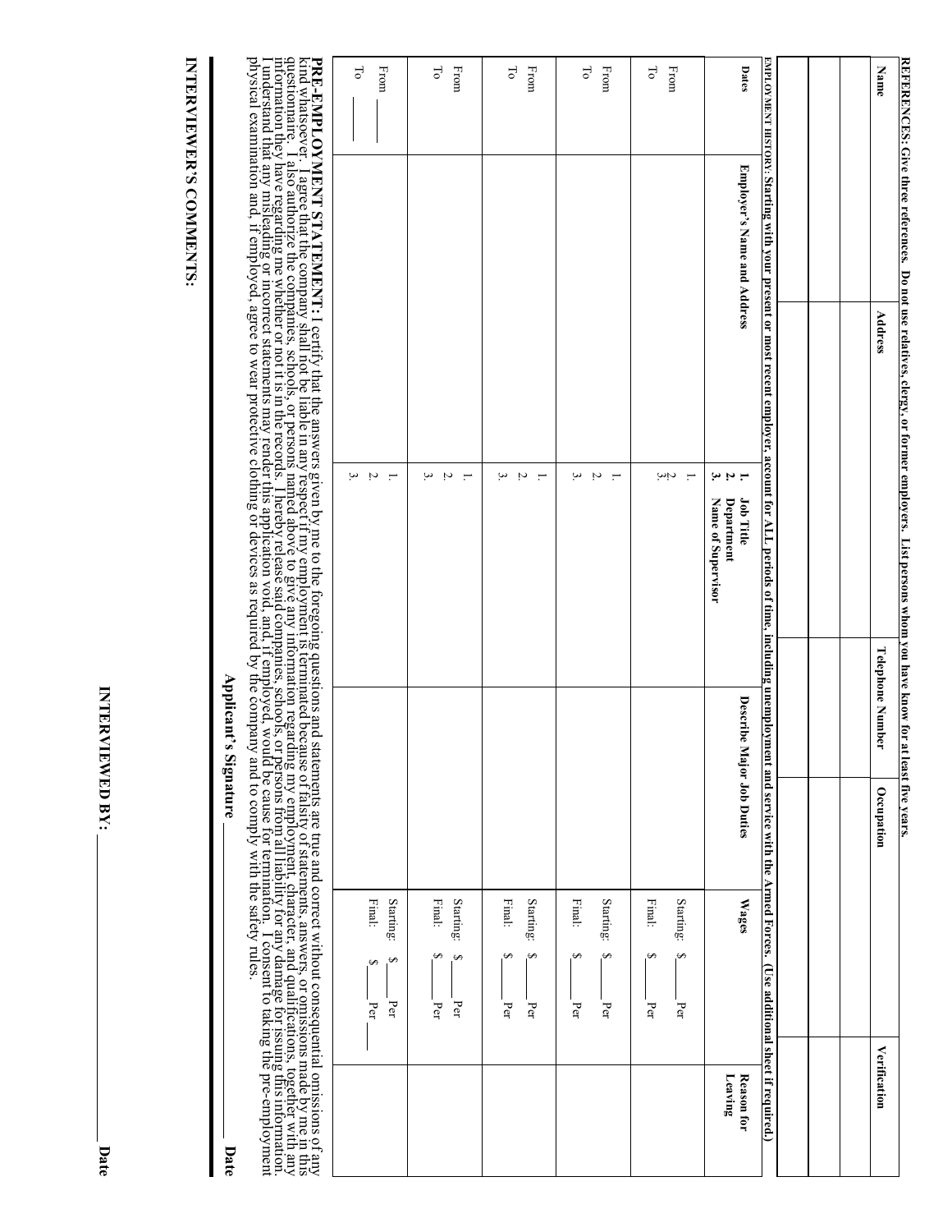**REFERENCES: Give three references. Do not use relatives, clergy, or former employers. List persons whom you have know for at least five years.**

| Name | Address | Telephone Number | Occupation | Verification |
|---|---|---|---|---|
| | | | | |
| | | | | |
| | | | | |

**EMPLOYMENT HISTORY: Starting with your present or most recent employer, account for ALL periods of time, including unemployment and service with the Armed Forces. (Use additional sheet if required.)**

| Dates | Employer's Name and Address | 1. Job Title<br>2. Department<br>3. Name of Supervisor | Describe Major Job Duties | Wages | Reason for Leaving |
|---|---|---|---|---|---|
| From<br>To | | 1.<br>2.<br>3. | | Starting: $\_\_\_\_\_ Per<br>Final: $\_\_\_\_\_ Per | |
| From<br>To | | 1.<br>2.<br>3. | | Starting: $\_\_\_\_\_ Per<br>Final: $\_\_\_\_\_ Per | |
| From<br>To | | 1.<br>2.<br>3. | | Starting: $\_\_\_\_\_ Per<br>Final: $\_\_\_\_\_ Per | |
| From<br>To | | 1.<br>2.<br>3. | | Starting: $\_\_\_\_\_ Per<br>Final: $\_\_\_\_\_ Per | |
| From \_\_\_\_\_<br>To \_\_\_\_\_ | | 1.<br>2.<br>3. | | Starting: $\_\_\_\_\_ Per<br>Final: $\_\_\_\_\_ Per \_\_\_\_\_ | |

**PRE-EMPLOYMENT STATEMENT:** I certify that the answers given by me to the foregoing questions and statements are true and correct without consequential omissions of any kind whatsoever. I agree that the company shall not be liable in any respect if my employment is terminated because of falsity of statements, answers, or omissions made by me in this questionnaire. I also authorize the companies, schools, or persons named above to give any information regarding my employment, character, and qualifications, together with any information they have regarding me whether or not it is in the records. I hereby release said companies, schools, or persons from all liability for any damage for issuing this information. I understand that any misleading or incorrect statements may render this application void, and, if employed, would be cause for termination. I consent to taking the pre-employment physical examination and, if employed, agree to wear protective clothing or devices as required by the company and to comply with the safety rules.

**Applicant's Signature** \_\_\_\_\_\_\_\_\_\_\_\_\_\_\_\_\_\_\_\_\_\_\_\_\_\_\_\_ **Date**

**INTERVIEWER'S COMMENTS:**

**INTERVIEWED BY:** \_\_\_\_\_\_\_\_\_\_\_\_\_\_\_\_\_\_\_\_\_\_\_\_\_\_\_\_ **Date**